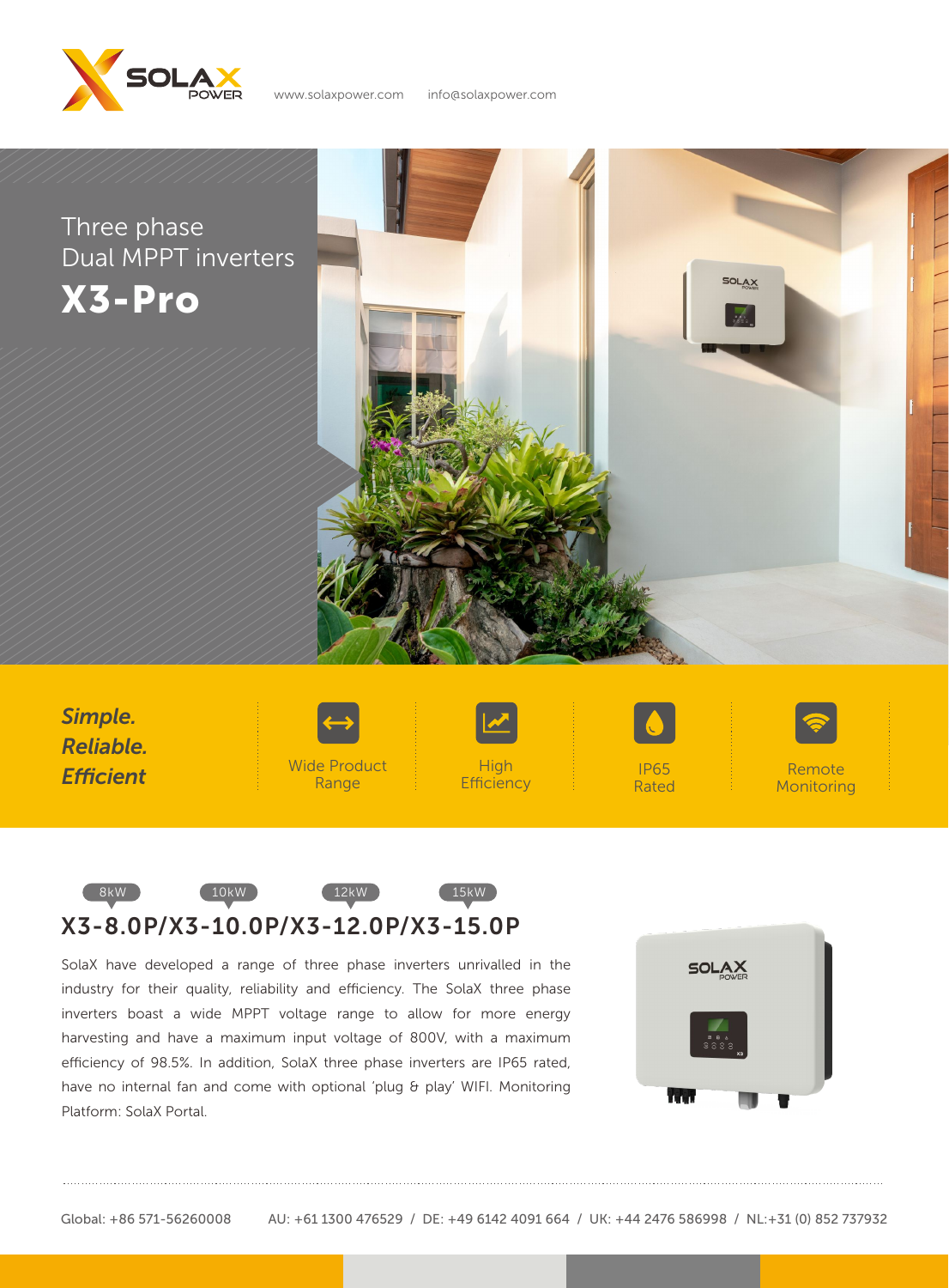www.solaxpower.com info@solaxpower.com

# Three phase Dual MPPT inverters

# X3-Pro

***Simple. Reliable. Efficient***

Wide Product Range

High Efficiency

IP65 Rated

Remote Monitoring

8kW 10kW 12kW 15kW

## X3-8.0P/X3-10.0P/X3-12.0P/X3-15.0P

SolaX have developed a range of three phase inverters unrivalled in the industry for their quality, reliability and efficiency. The SolaX three phase inverters boast a wide MPPT voltage range to allow for more energy harvesting and have a maximum input voltage of 800V, with a maximum efficiency of 98.5%. In addition, SolaX three phase inverters are IP65 rated, have no internal fan and come with optional 'plug & play' WIFI. Monitoring Platform: SolaX Portal.

Global: +86 571-56260008 AU: +61 1300 476529 / DE: +49 6142 4091 664 / UK: +44 2476 586998 / NL:+31 (0) 852 737932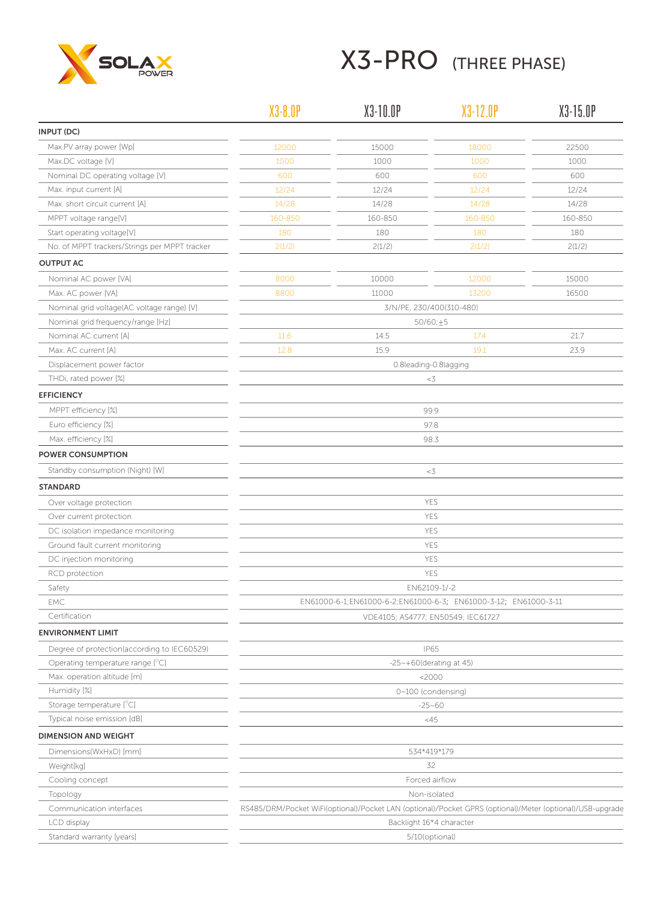# X3-PRO (THREE PHASE)

| | X3-8.0P | X3-10.0P | X3-12.0P | X3-15.0P |
|---|---|---|---|---|
| **INPUT (DC)** | | | | |
| Max.PV array power [Wp] | 12000 | 15000 | 18000 | 22500 |
| Max.DC voltage [V] | 1000 | 1000 | 1000 | 1000 |
| Nominal DC operating voltage [V] | 600 | 600 | 600 | 600 |
| Max. input current [A] | 12/24 | 12/24 | 12/24 | 12/24 |
| Max. short circuit current [A] | 14/28 | 14/28 | 14/28 | 14/28 |
| MPPT voltage range[V] | 160-850 | 160-850 | 160-850 | 160-850 |
| Start operating voltage[V] | 180 | 180 | 180 | 180 |
| No. of MPPT trackers/Strings per MPPT tracker | 2(1/2) | 2(1/2) | 2(1/2) | 2(1/2) |
| **OUTPUT AC** | | | | |
| Nominal AC power [VA] | 8000 | 10000 | 12000 | 15000 |
| Max. AC power [VA] | 8800 | 11000 | 13200 | 16500 |
| Nominal grid voltage(AC voltage range) [V] | 3/N/PE, 230/400(310-480) | | | |
| Nominal grid frequency/range [Hz] | 50/60;±5 | | | |
| Nominal AC current [A] | 11.6 | 14.5 | 17.4 | 21.7 |
| Max. AC current [A] | 12.8 | 15.9 | 19.1 | 23.9 |
| Displacement power factor | 0.8leading-0.8lagging | | | |
| THDi, rated power [%] | <3 | | | |
| **EFFICIENCY** | | | | |
| MPPT efficiency [%] | 99.9 | | | |
| Euro efficiency [%] | 97.8 | | | |
| Max. efficiency [%] | 98.3 | | | |
| **POWER CONSUMPTION** | | | | |
| Standby consumption (Night) [W] | <3 | | | |
| **STANDARD** | | | | |
| Over voltage protection | YES | | | |
| Over current protection | YES | | | |
| DC isolation impedance monitoring | YES | | | |
| Ground fault current monitoring | YES | | | |
| DC injection monitoring | YES | | | |
| RCD protection | YES | | | |
| Safety | EN62109-1/-2 | | | |
| EMC | EN61000-6-1;EN61000-6-2;EN61000-6-3; EN61000-3-12; EN61000-3-11 | | | |
| Certification | VDE4105; AS4777; EN50549; IEC61727 | | | |
| **ENVIRONMENT LIMIT** | | | | |
| Degree of protection(according to IEC60529) | IP65 | | | |
| Operating temperature range [°C] | -25~+60(derating at 45) | | | |
| Max. operation altitude [m] | <2000 | | | |
| Humidity [%] | 0~100 (condensing) | | | |
| Storage temperature [°C] | -25~60 | | | |
| Typical noise emission [dB] | <45 | | | |
| **DIMENSION AND WEIGHT** | | | | |
| Dimensions(WxHxD) [mm] | 534*419*179 | | | |
| Weight[kg] | 32 | | | |
| Cooling concept | Forced airflow | | | |
| Topology | Non-isolated | | | |
| Communication interfaces | RS485/DRM/Pocket WiFi(optional)/Pocket LAN (optional)/Pocket GPRS (optional)/Meter (optional)/USB-upgrade | | | |
| LCD display | Backlight 16*4 character | | | |
| Standard warranty [years] | 5/10(optional) | | | |